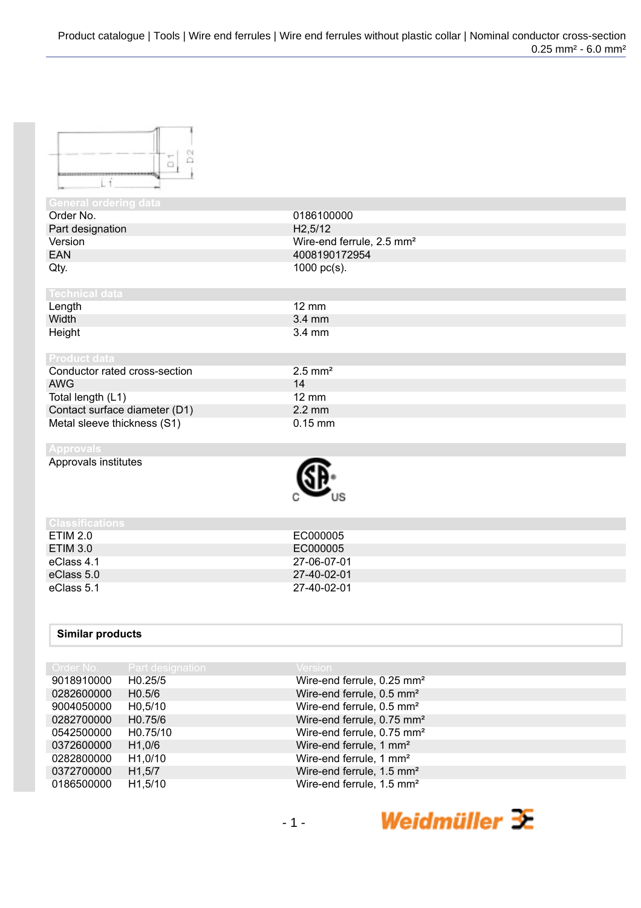Product catalogue | Tools | Wire end ferrules | Wire end ferrules without plastic collar | Nominal conductor cross-section 0.25 mm² - 6.0 mm²

## General ordering data

| | |
|---|---|
| Order No. | 0186100000 |
| Part designation | H2,5/12 |
| Version | Wire-end ferrule, 2.5 mm² |
| EAN | 4008190172954 |
| Qty. | 1000 pc(s). |

## Technical data

| | |
|---|---|
| Length | 12 mm |
| Width | 3.4 mm |
| Height | 3.4 mm |

## Product data

| | |
|---|---|
| Conductor rated cross-section | 2.5 mm² |
| AWG | 14 |
| Total length (L1) | 12 mm |
| Contact surface diameter (D1) | 2.2 mm |
| Metal sleeve thickness (S1) | 0.15 mm |

## Approvals

| | |
|---|---|
| Approvals institutes | C SP US |

## Classifications

| | |
|---|---|
| ETIM 2.0 | EC000005 |
| ETIM 3.0 | EC000005 |
| eClass 4.1 | 27-06-07-01 |
| eClass 5.0 | 27-40-02-01 |
| eClass 5.1 | 27-40-02-01 |

## Similar products

| Order No. | Part designation | Version |
|---|---|---|
| 9018910000 | H0.25/5 | Wire-end ferrule, 0.25 mm² |
| 0282600000 | H0.5/6 | Wire-end ferrule, 0.5 mm² |
| 9004050000 | H0,5/10 | Wire-end ferrule, 0.5 mm² |
| 0282700000 | H0.75/6 | Wire-end ferrule, 0.75 mm² |
| 0542500000 | H0.75/10 | Wire-end ferrule, 0.75 mm² |
| 0372600000 | H1,0/6 | Wire-end ferrule, 1 mm² |
| 0282800000 | H1,0/10 | Wire-end ferrule, 1 mm² |
| 0372700000 | H1,5/7 | Wire-end ferrule, 1.5 mm² |
| 0186500000 | H1,5/10 | Wire-end ferrule, 1.5 mm² |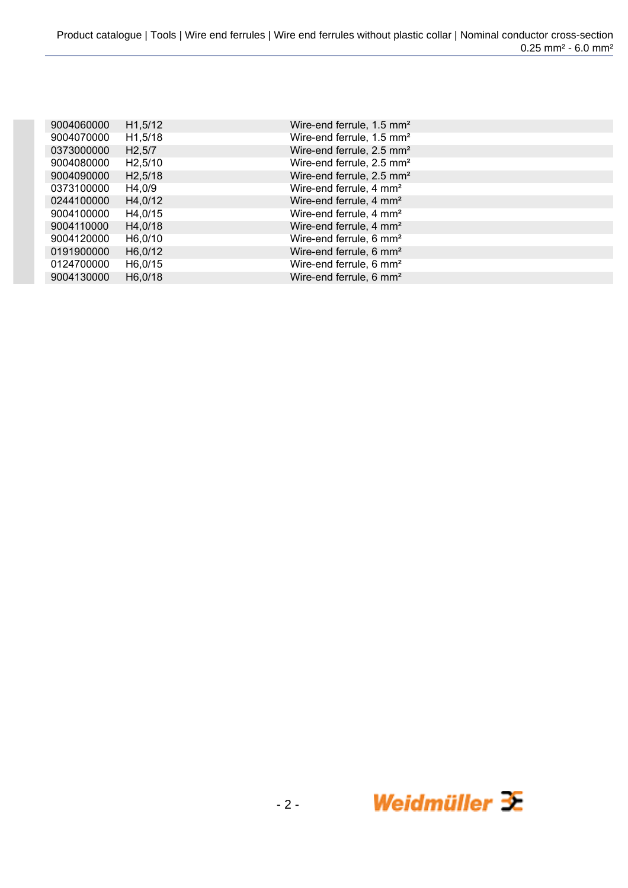| | | |
|---|---|---|
| 9004060000 | H1,5/12 | Wire-end ferrule, 1.5 mm² |
| 9004070000 | H1,5/18 | Wire-end ferrule, 1.5 mm² |
| 0373000000 | H2,5/7 | Wire-end ferrule, 2.5 mm² |
| 9004080000 | H2,5/10 | Wire-end ferrule, 2.5 mm² |
| 9004090000 | H2,5/18 | Wire-end ferrule, 2.5 mm² |
| 0373100000 | H4,0/9 | Wire-end ferrule, 4 mm² |
| 0244100000 | H4,0/12 | Wire-end ferrule, 4 mm² |
| 9004100000 | H4,0/15 | Wire-end ferrule, 4 mm² |
| 9004110000 | H4,0/18 | Wire-end ferrule, 4 mm² |
| 9004120000 | H6,0/10 | Wire-end ferrule, 6 mm² |
| 0191900000 | H6,0/12 | Wire-end ferrule, 6 mm² |
| 0124700000 | H6,0/15 | Wire-end ferrule, 6 mm² |
| 9004130000 | H6,0/18 | Wire-end ferrule, 6 mm² |